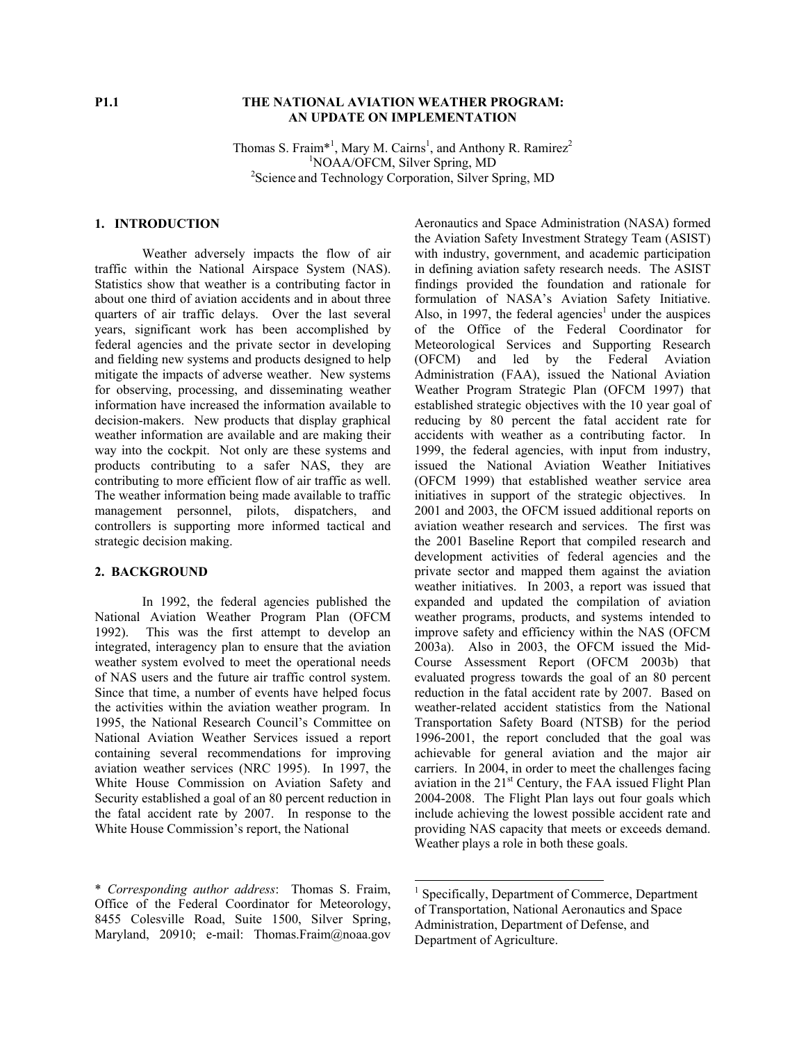P1.1

# THE NATIONAL AVIATION WEATHER PROGRAM: AN UPDATE ON IMPLEMENTATION

Thomas S. Fraim*[1], Mary M. Cairns[1], and Anthony R. Ramirez[2]
[1]NOAA/OFCM, Silver Spring, MD
[2]Science and Technology Corporation, Silver Spring, MD

## 1. INTRODUCTION

Weather adversely impacts the flow of air traffic within the National Airspace System (NAS). Statistics show that weather is a contributing factor in about one third of aviation accidents and in about three quarters of air traffic delays. Over the last several years, significant work has been accomplished by federal agencies and the private sector in developing and fielding new systems and products designed to help mitigate the impacts of adverse weather. New systems for observing, processing, and disseminating weather information have increased the information available to decision-makers. New products that display graphical weather information are available and are making their way into the cockpit. Not only are these systems and products contributing to a safer NAS, they are contributing to more efficient flow of air traffic as well. The weather information being made available to traffic management personnel, pilots, dispatchers, and controllers is supporting more informed tactical and strategic decision making.

## 2. BACKGROUND

In 1992, the federal agencies published the National Aviation Weather Program Plan (OFCM 1992). This was the first attempt to develop an integrated, interagency plan to ensure that the aviation weather system evolved to meet the operational needs of NAS users and the future air traffic control system. Since that time, a number of events have helped focus the activities within the aviation weather program. In 1995, the National Research Council's Committee on National Aviation Weather Services issued a report containing several recommendations for improving aviation weather services (NRC 1995). In 1997, the White House Commission on Aviation Safety and Security established a goal of an 80 percent reduction in the fatal accident rate by 2007. In response to the White House Commission's report, the National Aeronautics and Space Administration (NASA) formed the Aviation Safety Investment Strategy Team (ASIST) with industry, government, and academic participation in defining aviation safety research needs. The ASIST findings provided the foundation and rationale for formulation of NASA's Aviation Safety Initiative. Also, in 1997, the federal agencies[1] under the auspices of the Office of the Federal Coordinator for Meteorological Services and Supporting Research (OFCM) and led by the Federal Aviation Administration (FAA), issued the National Aviation Weather Program Strategic Plan (OFCM 1997) that established strategic objectives with the 10 year goal of reducing by 80 percent the fatal accident rate for accidents with weather as a contributing factor. In 1999, the federal agencies, with input from industry, issued the National Aviation Weather Initiatives (OFCM 1999) that established weather service area initiatives in support of the strategic objectives. In 2001 and 2003, the OFCM issued additional reports on aviation weather research and services. The first was the 2001 Baseline Report that compiled research and development activities of federal agencies and the private sector and mapped them against the aviation weather initiatives. In 2003, a report was issued that expanded and updated the compilation of aviation weather programs, products, and systems intended to improve safety and efficiency within the NAS (OFCM 2003a). Also in 2003, the OFCM issued the Mid-Course Assessment Report (OFCM 2003b) that evaluated progress towards the goal of an 80 percent reduction in the fatal accident rate by 2007. Based on weather-related accident statistics from the National Transportation Safety Board (NTSB) for the period 1996-2001, the report concluded that the goal was achievable for general aviation and the major air carriers. In 2004, in order to meet the challenges facing aviation in the 21st Century, the FAA issued Flight Plan 2004-2008. The Flight Plan lays out four goals which include achieving the lowest possible accident rate and providing NAS capacity that meets or exceeds demand. Weather plays a role in both these goals.

\* *Corresponding author address*: Thomas S. Fraim, Office of the Federal Coordinator for Meteorology, 8455 Colesville Road, Suite 1500, Silver Spring, Maryland, 20910; e-mail: Thomas.Fraim@noaa.gov

[1] Specifically, Department of Commerce, Department of Transportation, National Aeronautics and Space Administration, Department of Defense, and Department of Agriculture.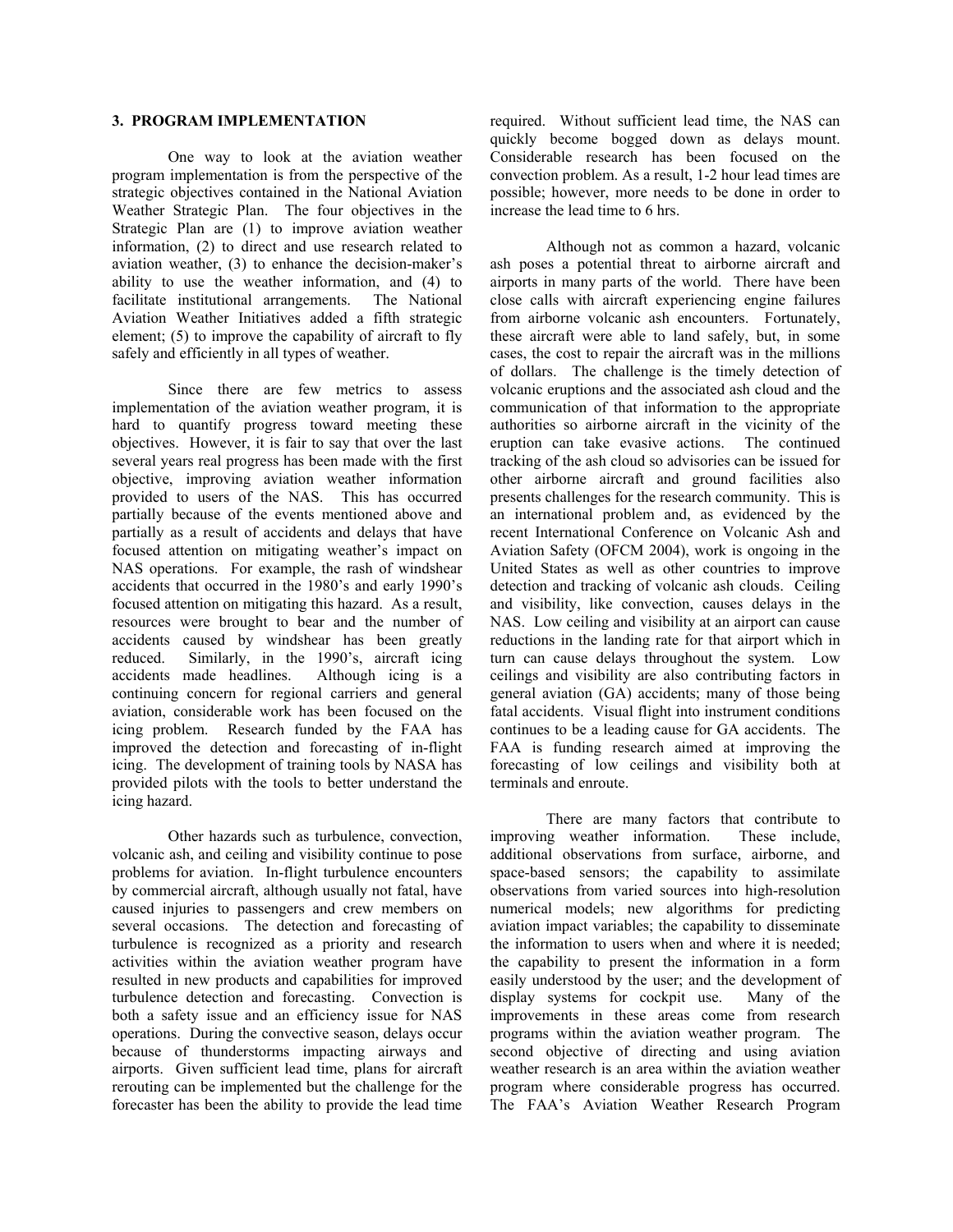## 3. PROGRAM IMPLEMENTATION

One way to look at the aviation weather program implementation is from the perspective of the strategic objectives contained in the National Aviation Weather Strategic Plan. The four objectives in the Strategic Plan are (1) to improve aviation weather information, (2) to direct and use research related to aviation weather, (3) to enhance the decision-maker's ability to use the weather information, and (4) to facilitate institutional arrangements. The National Aviation Weather Initiatives added a fifth strategic element; (5) to improve the capability of aircraft to fly safely and efficiently in all types of weather.

Since there are few metrics to assess implementation of the aviation weather program, it is hard to quantify progress toward meeting these objectives. However, it is fair to say that over the last several years real progress has been made with the first objective, improving aviation weather information provided to users of the NAS. This has occurred partially because of the events mentioned above and partially as a result of accidents and delays that have focused attention on mitigating weather's impact on NAS operations. For example, the rash of windshear accidents that occurred in the 1980's and early 1990's focused attention on mitigating this hazard. As a result, resources were brought to bear and the number of accidents caused by windshear has been greatly reduced. Similarly, in the 1990's, aircraft icing accidents made headlines. Although icing is a continuing concern for regional carriers and general aviation, considerable work has been focused on the icing problem. Research funded by the FAA has improved the detection and forecasting of in-flight icing. The development of training tools by NASA has provided pilots with the tools to better understand the icing hazard.

Other hazards such as turbulence, convection, volcanic ash, and ceiling and visibility continue to pose problems for aviation. In-flight turbulence encounters by commercial aircraft, although usually not fatal, have caused injuries to passengers and crew members on several occasions. The detection and forecasting of turbulence is recognized as a priority and research activities within the aviation weather program have resulted in new products and capabilities for improved turbulence detection and forecasting. Convection is both a safety issue and an efficiency issue for NAS operations. During the convective season, delays occur because of thunderstorms impacting airways and airports. Given sufficient lead time, plans for aircraft rerouting can be implemented but the challenge for the forecaster has been the ability to provide the lead time required. Without sufficient lead time, the NAS can quickly become bogged down as delays mount. Considerable research has been focused on the convection problem. As a result, 1-2 hour lead times are possible; however, more needs to be done in order to increase the lead time to 6 hrs.

Although not as common a hazard, volcanic ash poses a potential threat to airborne aircraft and airports in many parts of the world. There have been close calls with aircraft experiencing engine failures from airborne volcanic ash encounters. Fortunately, these aircraft were able to land safely, but, in some cases, the cost to repair the aircraft was in the millions of dollars. The challenge is the timely detection of volcanic eruptions and the associated ash cloud and the communication of that information to the appropriate authorities so airborne aircraft in the vicinity of the eruption can take evasive actions. The continued tracking of the ash cloud so advisories can be issued for other airborne aircraft and ground facilities also presents challenges for the research community. This is an international problem and, as evidenced by the recent International Conference on Volcanic Ash and Aviation Safety (OFCM 2004), work is ongoing in the United States as well as other countries to improve detection and tracking of volcanic ash clouds. Ceiling and visibility, like convection, causes delays in the NAS. Low ceiling and visibility at an airport can cause reductions in the landing rate for that airport which in turn can cause delays throughout the system. Low ceilings and visibility are also contributing factors in general aviation (GA) accidents; many of those being fatal accidents. Visual flight into instrument conditions continues to be a leading cause for GA accidents. The FAA is funding research aimed at improving the forecasting of low ceilings and visibility both at terminals and enroute.

There are many factors that contribute to improving weather information. These include, additional observations from surface, airborne, and space-based sensors; the capability to assimilate observations from varied sources into high-resolution numerical models; new algorithms for predicting aviation impact variables; the capability to disseminate the information to users when and where it is needed; the capability to present the information in a form easily understood by the user; and the development of display systems for cockpit use. Many of the improvements in these areas come from research programs within the aviation weather program. The second objective of directing and using aviation weather research is an area within the aviation weather program where considerable progress has occurred. The FAA's Aviation Weather Research Program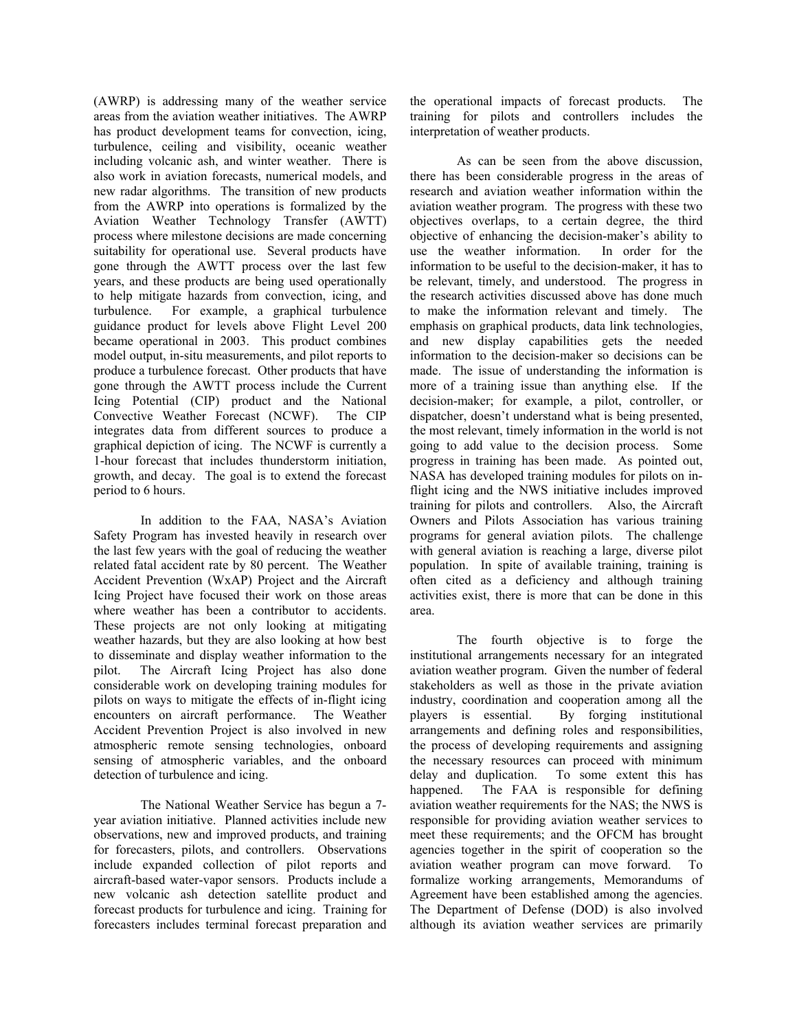(AWRP) is addressing many of the weather service areas from the aviation weather initiatives. The AWRP has product development teams for convection, icing, turbulence, ceiling and visibility, oceanic weather including volcanic ash, and winter weather. There is also work in aviation forecasts, numerical models, and new radar algorithms. The transition of new products from the AWRP into operations is formalized by the Aviation Weather Technology Transfer (AWTT) process where milestone decisions are made concerning suitability for operational use. Several products have gone through the AWTT process over the last few years, and these products are being used operationally to help mitigate hazards from convection, icing, and turbulence. For example, a graphical turbulence guidance product for levels above Flight Level 200 became operational in 2003. This product combines model output, in-situ measurements, and pilot reports to produce a turbulence forecast. Other products that have gone through the AWTT process include the Current Icing Potential (CIP) product and the National Convective Weather Forecast (NCWF). The CIP integrates data from different sources to produce a graphical depiction of icing. The NCWF is currently a 1-hour forecast that includes thunderstorm initiation, growth, and decay. The goal is to extend the forecast period to 6 hours.

In addition to the FAA, NASA's Aviation Safety Program has invested heavily in research over the last few years with the goal of reducing the weather related fatal accident rate by 80 percent. The Weather Accident Prevention (WxAP) Project and the Aircraft Icing Project have focused their work on those areas where weather has been a contributor to accidents. These projects are not only looking at mitigating weather hazards, but they are also looking at how best to disseminate and display weather information to the pilot. The Aircraft Icing Project has also done considerable work on developing training modules for pilots on ways to mitigate the effects of in-flight icing encounters on aircraft performance. The Weather Accident Prevention Project is also involved in new atmospheric remote sensing technologies, onboard sensing of atmospheric variables, and the onboard detection of turbulence and icing.

The National Weather Service has begun a 7-year aviation initiative. Planned activities include new observations, new and improved products, and training for forecasters, pilots, and controllers. Observations include expanded collection of pilot reports and aircraft-based water-vapor sensors. Products include a new volcanic ash detection satellite product and forecast products for turbulence and icing. Training for forecasters includes terminal forecast preparation and the operational impacts of forecast products. The training for pilots and controllers includes the interpretation of weather products.

As can be seen from the above discussion, there has been considerable progress in the areas of research and aviation weather information within the aviation weather program. The progress with these two objectives overlaps, to a certain degree, the third objective of enhancing the decision-maker's ability to use the weather information. In order for the information to be useful to the decision-maker, it has to be relevant, timely, and understood. The progress in the research activities discussed above has done much to make the information relevant and timely. The emphasis on graphical products, data link technologies, and new display capabilities gets the needed information to the decision-maker so decisions can be made. The issue of understanding the information is more of a training issue than anything else. If the decision-maker; for example, a pilot, controller, or dispatcher, doesn't understand what is being presented, the most relevant, timely information in the world is not going to add value to the decision process. Some progress in training has been made. As pointed out, NASA has developed training modules for pilots on in-flight icing and the NWS initiative includes improved training for pilots and controllers. Also, the Aircraft Owners and Pilots Association has various training programs for general aviation pilots. The challenge with general aviation is reaching a large, diverse pilot population. In spite of available training, training is often cited as a deficiency and although training activities exist, there is more that can be done in this area.

The fourth objective is to forge the institutional arrangements necessary for an integrated aviation weather program. Given the number of federal stakeholders as well as those in the private aviation industry, coordination and cooperation among all the players is essential. By forging institutional arrangements and defining roles and responsibilities, the process of developing requirements and assigning the necessary resources can proceed with minimum delay and duplication. To some extent this has happened. The FAA is responsible for defining aviation weather requirements for the NAS; the NWS is responsible for providing aviation weather services to meet these requirements; and the OFCM has brought agencies together in the spirit of cooperation so the aviation weather program can move forward. To formalize working arrangements, Memorandums of Agreement have been established among the agencies. The Department of Defense (DOD) is also involved although its aviation weather services are primarily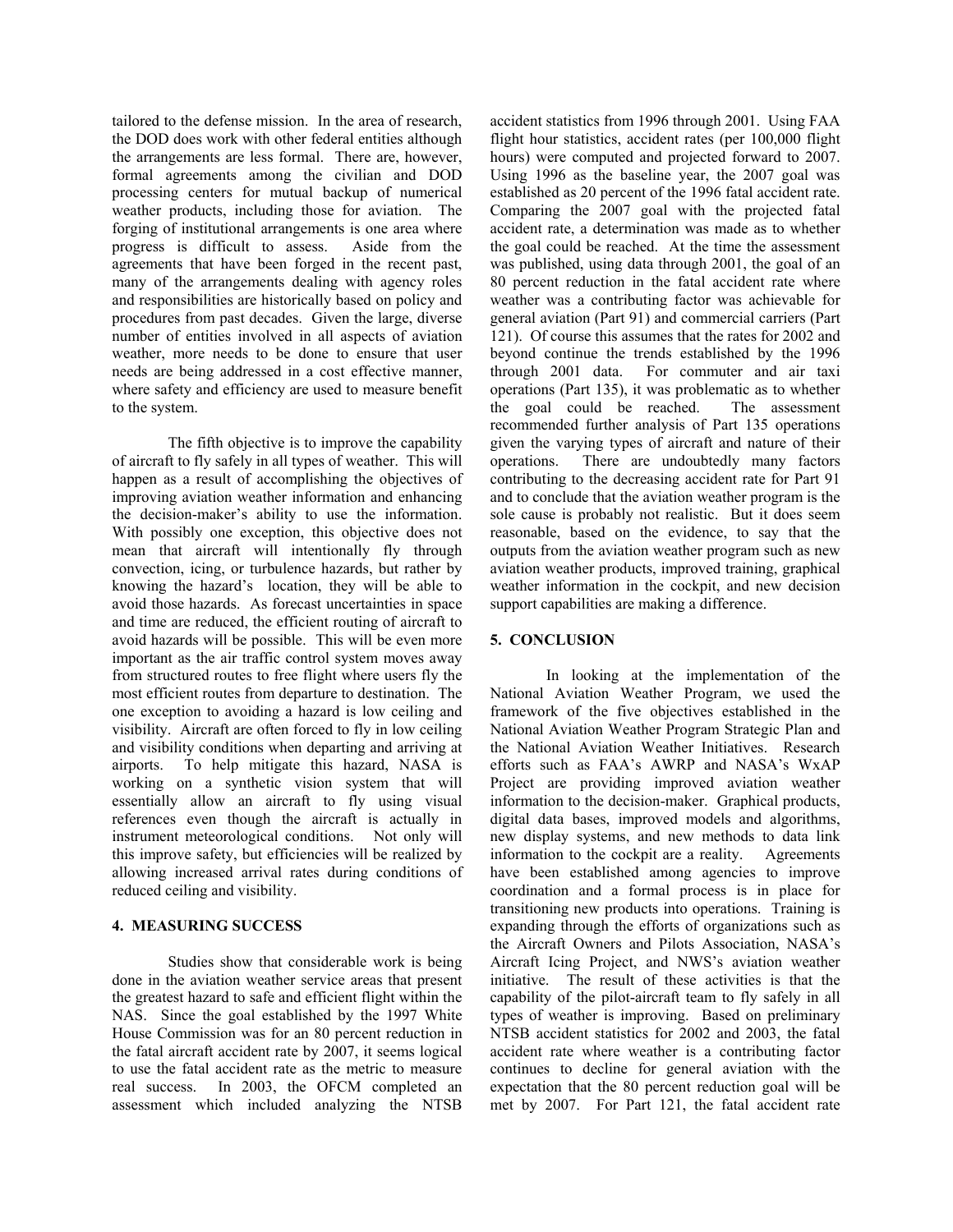tailored to the defense mission. In the area of research, the DOD does work with other federal entities although the arrangements are less formal. There are, however, formal agreements among the civilian and DOD processing centers for mutual backup of numerical weather products, including those for aviation. The forging of institutional arrangements is one area where progress is difficult to assess. Aside from the agreements that have been forged in the recent past, many of the arrangements dealing with agency roles and responsibilities are historically based on policy and procedures from past decades. Given the large, diverse number of entities involved in all aspects of aviation weather, more needs to be done to ensure that user needs are being addressed in a cost effective manner, where safety and efficiency are used to measure benefit to the system.

The fifth objective is to improve the capability of aircraft to fly safely in all types of weather. This will happen as a result of accomplishing the objectives of improving aviation weather information and enhancing the decision-maker's ability to use the information. With possibly one exception, this objective does not mean that aircraft will intentionally fly through convection, icing, or turbulence hazards, but rather by knowing the hazard's location, they will be able to avoid those hazards. As forecast uncertainties in space and time are reduced, the efficient routing of aircraft to avoid hazards will be possible. This will be even more important as the air traffic control system moves away from structured routes to free flight where users fly the most efficient routes from departure to destination. The one exception to avoiding a hazard is low ceiling and visibility. Aircraft are often forced to fly in low ceiling and visibility conditions when departing and arriving at airports. To help mitigate this hazard, NASA is working on a synthetic vision system that will essentially allow an aircraft to fly using visual references even though the aircraft is actually in instrument meteorological conditions. Not only will this improve safety, but efficiencies will be realized by allowing increased arrival rates during conditions of reduced ceiling and visibility.

## 4. MEASURING SUCCESS

Studies show that considerable work is being done in the aviation weather service areas that present the greatest hazard to safe and efficient flight within the NAS. Since the goal established by the 1997 White House Commission was for an 80 percent reduction in the fatal aircraft accident rate by 2007, it seems logical to use the fatal accident rate as the metric to measure real success. In 2003, the OFCM completed an assessment which included analyzing the NTSB accident statistics from 1996 through 2001. Using FAA flight hour statistics, accident rates (per 100,000 flight hours) were computed and projected forward to 2007. Using 1996 as the baseline year, the 2007 goal was established as 20 percent of the 1996 fatal accident rate. Comparing the 2007 goal with the projected fatal accident rate, a determination was made as to whether the goal could be reached. At the time the assessment was published, using data through 2001, the goal of an 80 percent reduction in the fatal accident rate where weather was a contributing factor was achievable for general aviation (Part 91) and commercial carriers (Part 121). Of course this assumes that the rates for 2002 and beyond continue the trends established by the 1996 through 2001 data. For commuter and air taxi operations (Part 135), it was problematic as to whether the goal could be reached. The assessment recommended further analysis of Part 135 operations given the varying types of aircraft and nature of their operations. There are undoubtedly many factors contributing to the decreasing accident rate for Part 91 and to conclude that the aviation weather program is the sole cause is probably not realistic. But it does seem reasonable, based on the evidence, to say that the outputs from the aviation weather program such as new aviation weather products, improved training, graphical weather information in the cockpit, and new decision support capabilities are making a difference.

## 5. CONCLUSION

In looking at the implementation of the National Aviation Weather Program, we used the framework of the five objectives established in the National Aviation Weather Program Strategic Plan and the National Aviation Weather Initiatives. Research efforts such as FAA's AWRP and NASA's WxAP Project are providing improved aviation weather information to the decision-maker. Graphical products, digital data bases, improved models and algorithms, new display systems, and new methods to data link information to the cockpit are a reality. Agreements have been established among agencies to improve coordination and a formal process is in place for transitioning new products into operations. Training is expanding through the efforts of organizations such as the Aircraft Owners and Pilots Association, NASA's Aircraft Icing Project, and NWS's aviation weather initiative. The result of these activities is that the capability of the pilot-aircraft team to fly safely in all types of weather is improving. Based on preliminary NTSB accident statistics for 2002 and 2003, the fatal accident rate where weather is a contributing factor continues to decline for general aviation with the expectation that the 80 percent reduction goal will be met by 2007. For Part 121, the fatal accident rate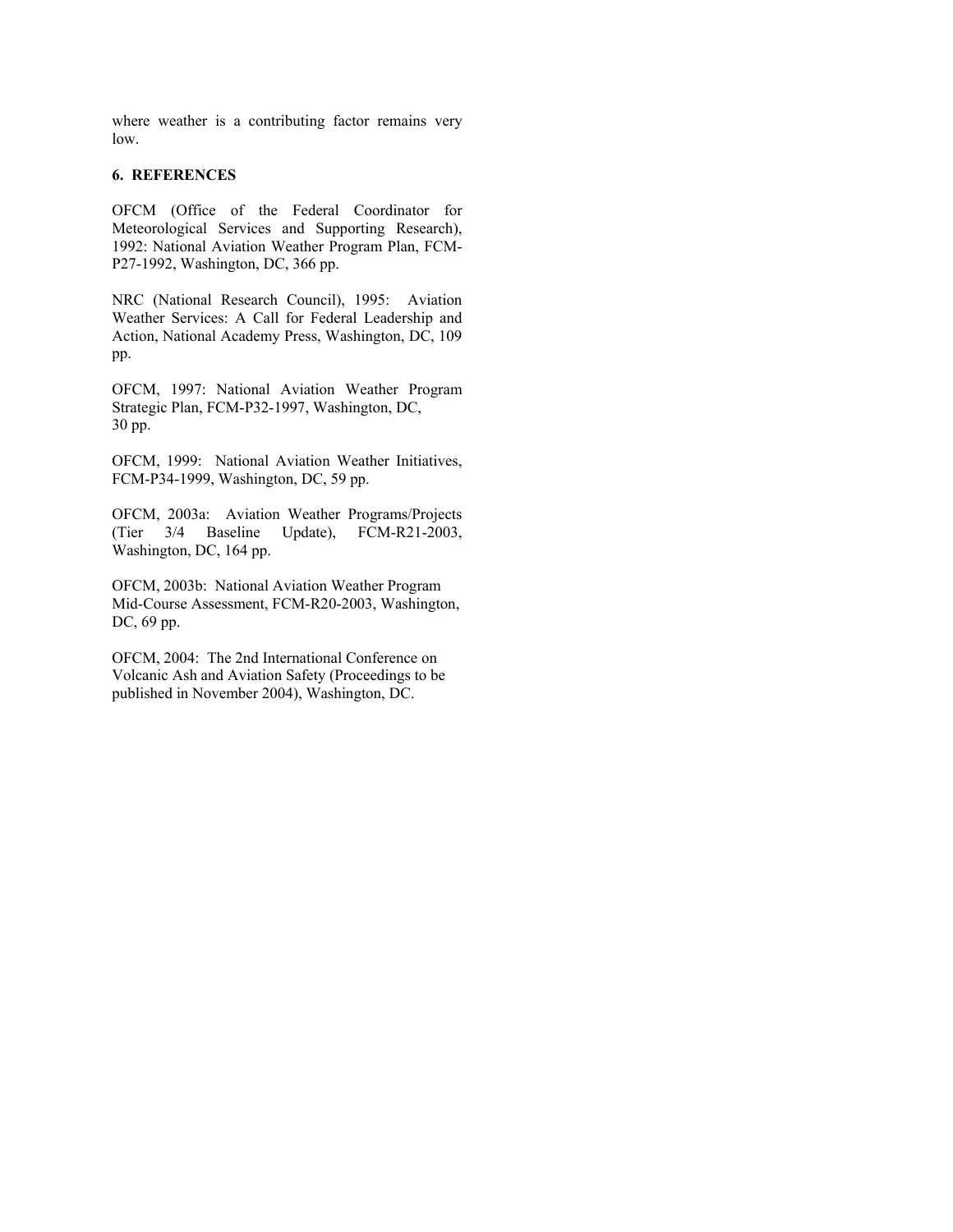where weather is a contributing factor remains very low.

## 6. REFERENCES

OFCM (Office of the Federal Coordinator for Meteorological Services and Supporting Research), 1992: National Aviation Weather Program Plan, FCM-P27-1992, Washington, DC, 366 pp.

NRC (National Research Council), 1995: Aviation Weather Services: A Call for Federal Leadership and Action, National Academy Press, Washington, DC, 109 pp.

OFCM, 1997: National Aviation Weather Program Strategic Plan, FCM-P32-1997, Washington, DC, 30 pp.

OFCM, 1999: National Aviation Weather Initiatives, FCM-P34-1999, Washington, DC, 59 pp.

OFCM, 2003a: Aviation Weather Programs/Projects (Tier 3/4 Baseline Update), FCM-R21-2003, Washington, DC, 164 pp.

OFCM, 2003b: National Aviation Weather Program Mid-Course Assessment, FCM-R20-2003, Washington, DC, 69 pp.

OFCM, 2004: The 2nd International Conference on Volcanic Ash and Aviation Safety (Proceedings to be published in November 2004), Washington, DC.